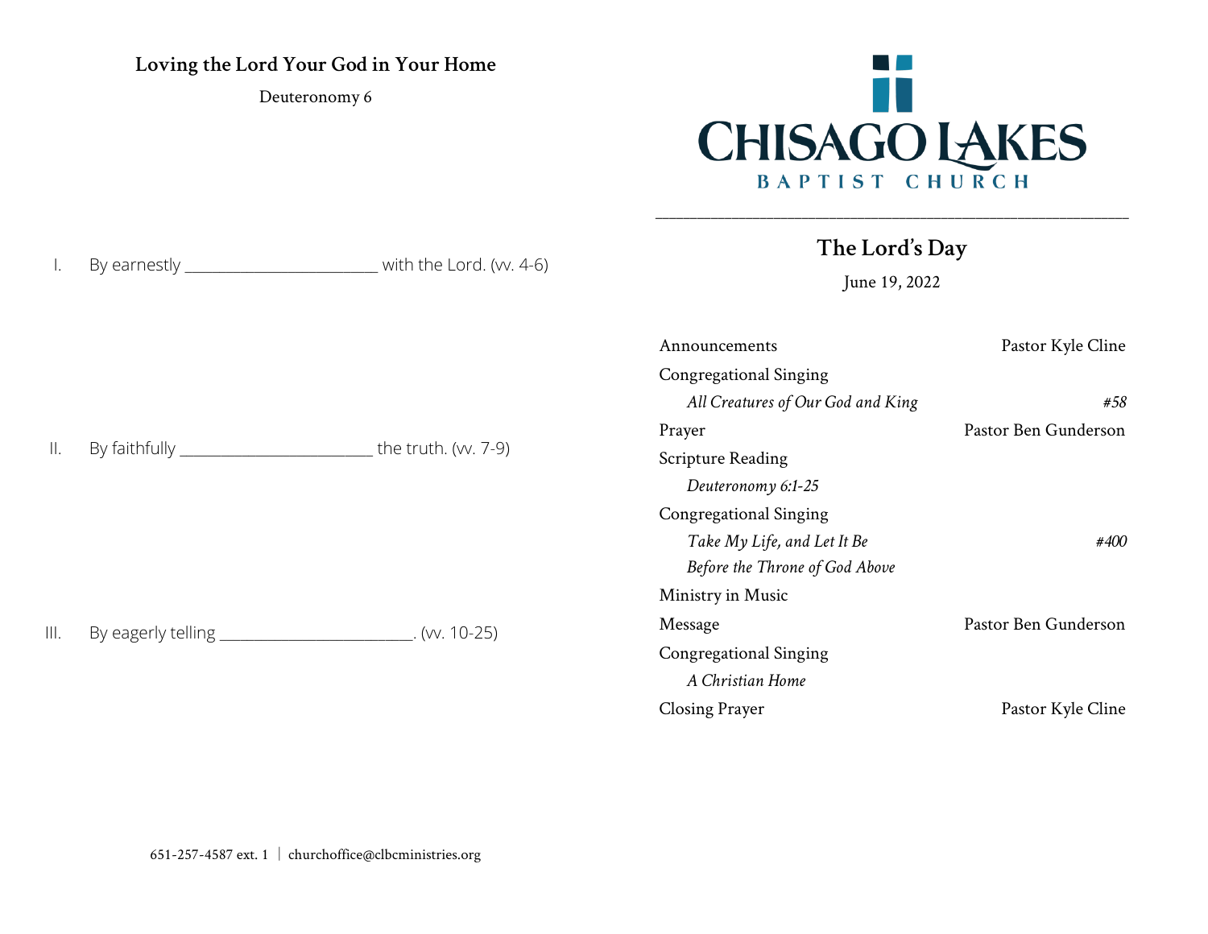## Loving the Lord Your God in Your Home

Deuteronomy 6

I. By earnestly ________________________ with the Lord. (vv. 4-6)

II. By faithfully ________________________ the truth. (vv. 7-9)

III. By eagerly telling ________________________. (vv. 10-25)

651-257-4587 ext. 1 | churchoffice@clbcministries.org

# CHISAGO LAKES BAPTIST CHURCH

---

## The Lord's Day

June 19, 2022

| | |
|---|---|
| Announcements | Pastor Kyle Cline |
| Congregational Singing | |
| *All Creatures of Our God and King* | *#58* |
| Prayer | Pastor Ben Gunderson |
| Scripture Reading | |
| *Deuteronomy 6:1-25* | |
| Congregational Singing | |
| *Take My Life, and Let It Be* | *#400* |
| *Before the Throne of God Above* | |
| Ministry in Music | |
| Message | Pastor Ben Gunderson |
| Congregational Singing | |
| *A Christian Home* | |
| Closing Prayer | Pastor Kyle Cline |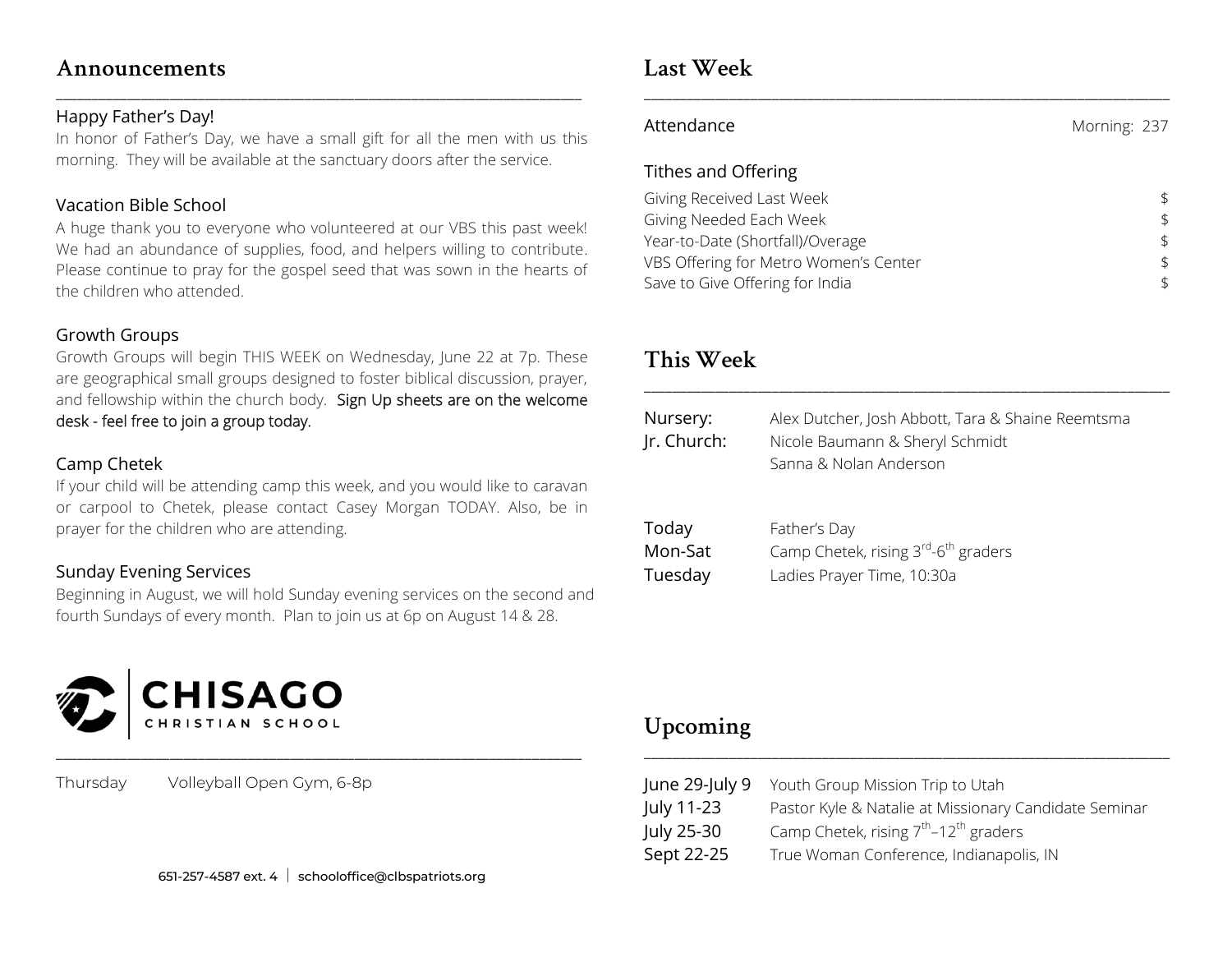## Announcements

### Happy Father's Day!

In honor of Father's Day, we have a small gift for all the men with us this morning. They will be available at the sanctuary doors after the service.

### Vacation Bible School

A huge thank you to everyone who volunteered at our VBS this past week! We had an abundance of supplies, food, and helpers willing to contribute. Please continue to pray for the gospel seed that was sown in the hearts of the children who attended.

### Growth Groups

Growth Groups will begin THIS WEEK on Wednesday, June 22 at 7p. These are geographical small groups designed to foster biblical discussion, prayer, and fellowship within the church body. Sign Up sheets are on the welcome desk - feel free to join a group today.

### Camp Chetek

If your child will be attending camp this week, and you would like to caravan or carpool to Chetek, please contact Casey Morgan TODAY. Also, be in prayer for the children who are attending.

### Sunday Evening Services

Beginning in August, we will hold Sunday evening services on the second and fourth Sundays of every month. Plan to join us at 6p on August 14 & 28.

**CHISAGO**
CHRISTIAN SCHOOL

| | |
|---|---|
| Thursday | Volleyball Open Gym, 6-8p |

651-257-4587 ext. 4 | schooloffice@clbspatriots.org

## Last Week

| | |
|---|---|
| Attendance | Morning: 237 |

### Tithes and Offering

| | |
|---|---|
| Giving Received Last Week | $ |
| Giving Needed Each Week | $ |
| Year-to-Date (Shortfall)/Overage | $ |
| VBS Offering for Metro Women's Center | $ |
| Save to Give Offering for India | $ |

## This Week

| | |
|---|---|
| Nursery: | Alex Dutcher, Josh Abbott, Tara & Shaine Reemtsma |
| Jr. Church: | Nicole Baumann & Sheryl Schmidt |
| | Sanna & Nolan Anderson |

| | |
|---|---|
| Today | Father's Day |
| Mon-Sat | Camp Chetek, rising 3rd-6th graders |
| Tuesday | Ladies Prayer Time, 10:30a |

## Upcoming

| | |
|---|---|
| June 29-July 9 | Youth Group Mission Trip to Utah |
| July 11-23 | Pastor Kyle & Natalie at Missionary Candidate Seminar |
| July 25-30 | Camp Chetek, rising 7th–12th graders |
| Sept 22-25 | True Woman Conference, Indianapolis, IN |